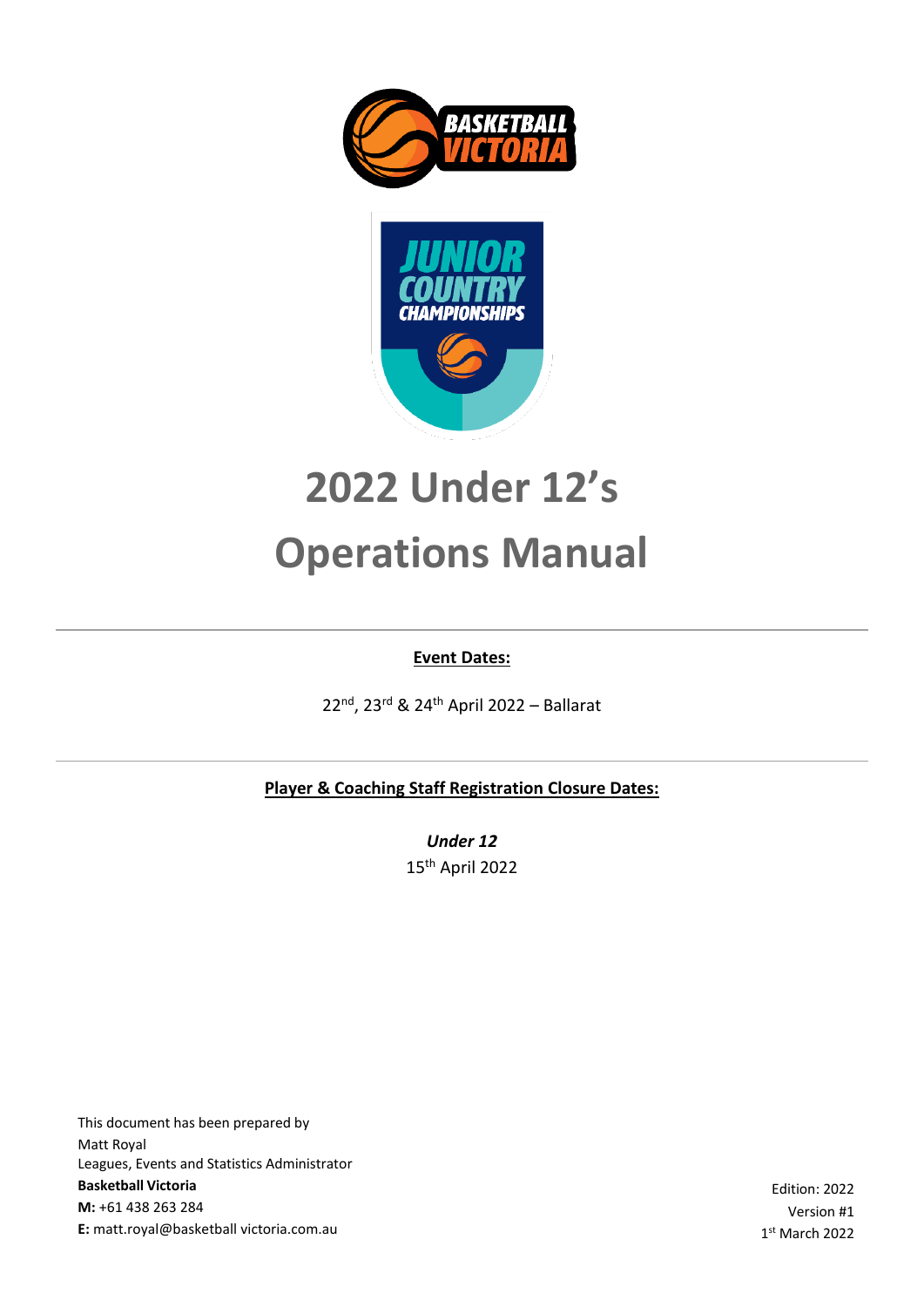# 2022 Under 12's Operations Manual

**Event Dates:**

22nd, 23rd & 24th April 2022 – Ballarat

**Player & Coaching Staff Registration Closure Dates:**

***Under 12***

15th April 2022

This document has been prepared by
Matt Royal
Leagues, Events and Statistics Administrator
**Basketball Victoria**
**M:** +61 438 263 284
**E:** matt.royal@basketball victoria.com.au

Edition: 2022
Version #1
1st March 2022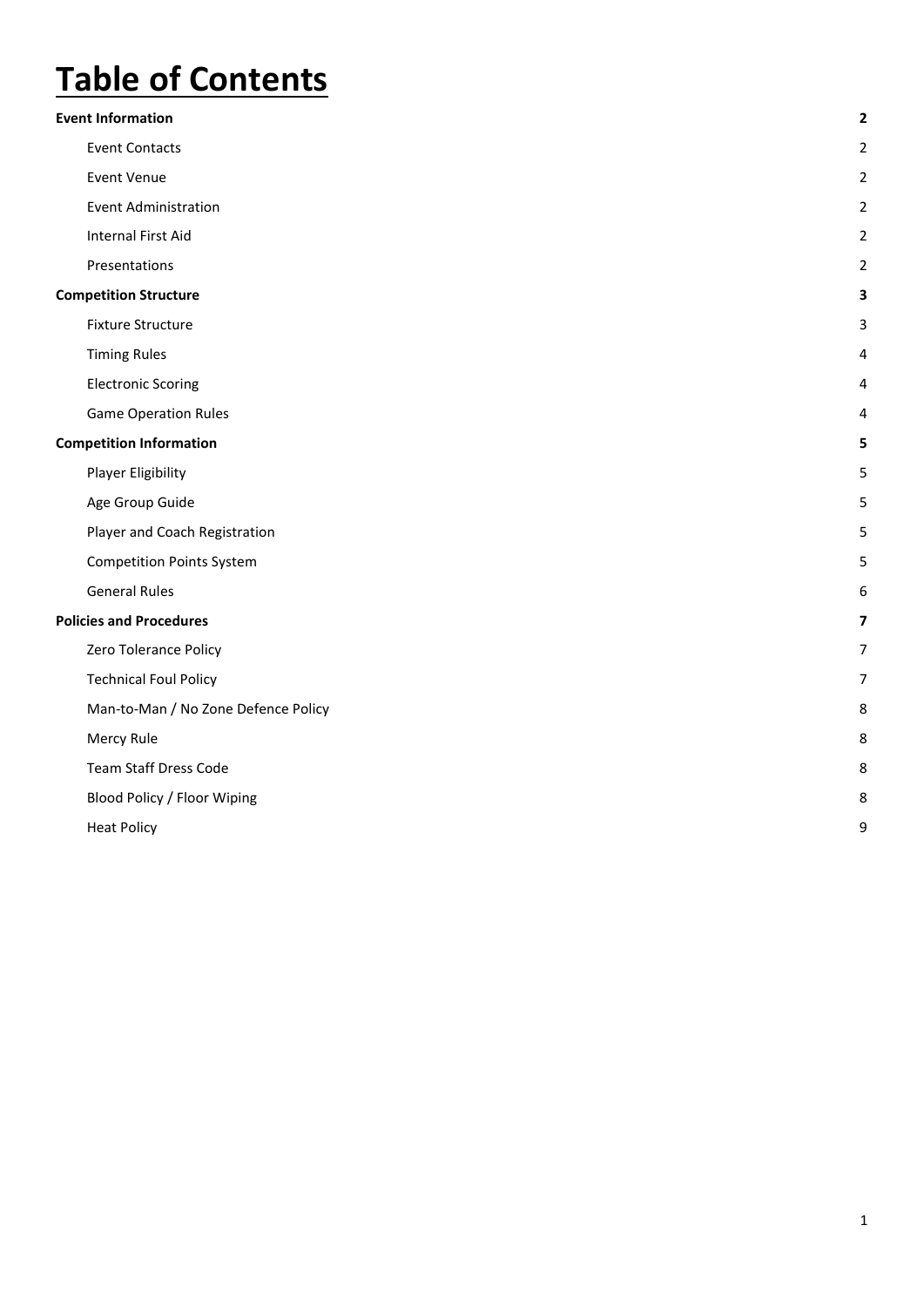# Table of Contents

| | |
|---|---|
| **Event Information** | **2** |
| Event Contacts | 2 |
| Event Venue | 2 |
| Event Administration | 2 |
| Internal First Aid | 2 |
| Presentations | 2 |
| **Competition Structure** | **3** |
| Fixture Structure | 3 |
| Timing Rules | 4 |
| Electronic Scoring | 4 |
| Game Operation Rules | 4 |
| **Competition Information** | **5** |
| Player Eligibility | 5 |
| Age Group Guide | 5 |
| Player and Coach Registration | 5 |
| Competition Points System | 5 |
| General Rules | 6 |
| **Policies and Procedures** | **7** |
| Zero Tolerance Policy | 7 |
| Technical Foul Policy | 7 |
| Man-to-Man / No Zone Defence Policy | 8 |
| Mercy Rule | 8 |
| Team Staff Dress Code | 8 |
| Blood Policy / Floor Wiping | 8 |
| Heat Policy | 9 |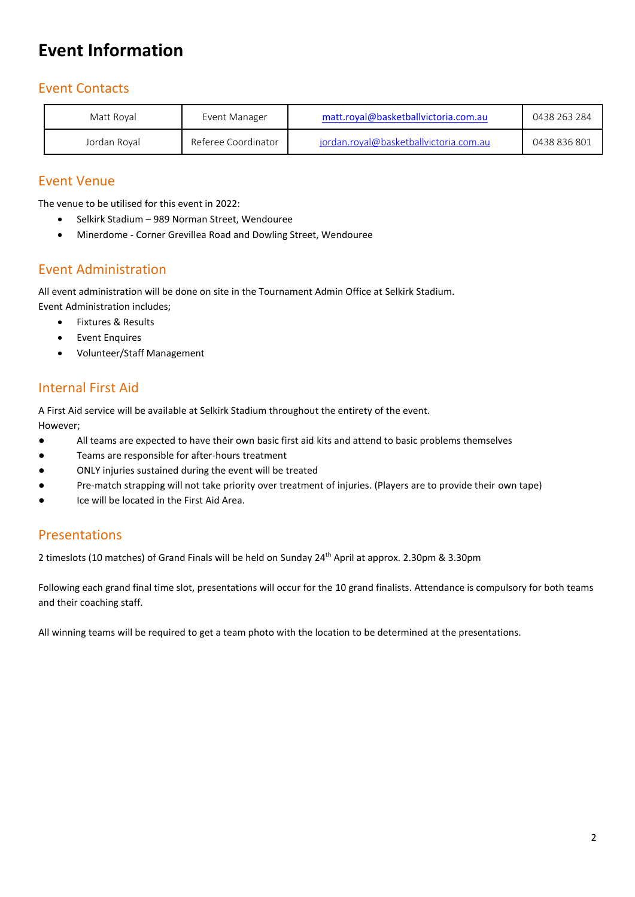# Event Information

## Event Contacts

| Matt Royal | Event Manager | matt.royal@basketballvictoria.com.au | 0438 263 284 |
|---|---|---|---|
| Jordan Royal | Referee Coordinator | jordan.royal@basketballvictoria.com.au | 0438 836 801 |

## Event Venue

The venue to be utilised for this event in 2022:

- Selkirk Stadium – 989 Norman Street, Wendouree
- Minerdome - Corner Grevillea Road and Dowling Street, Wendouree

## Event Administration

All event administration will be done on site in the Tournament Admin Office at Selkirk Stadium.
Event Administration includes;

- Fixtures & Results
- Event Enquires
- Volunteer/Staff Management

## Internal First Aid

A First Aid service will be available at Selkirk Stadium throughout the entirety of the event.
However;

- All teams are expected to have their own basic first aid kits and attend to basic problems themselves
- Teams are responsible for after-hours treatment
- ONLY injuries sustained during the event will be treated
- Pre-match strapping will not take priority over treatment of injuries. (Players are to provide their own tape)
- Ice will be located in the First Aid Area.

## Presentations

2 timeslots (10 matches) of Grand Finals will be held on Sunday 24th April at approx. 2.30pm & 3.30pm

Following each grand final time slot, presentations will occur for the 10 grand finalists. Attendance is compulsory for both teams and their coaching staff.

All winning teams will be required to get a team photo with the location to be determined at the presentations.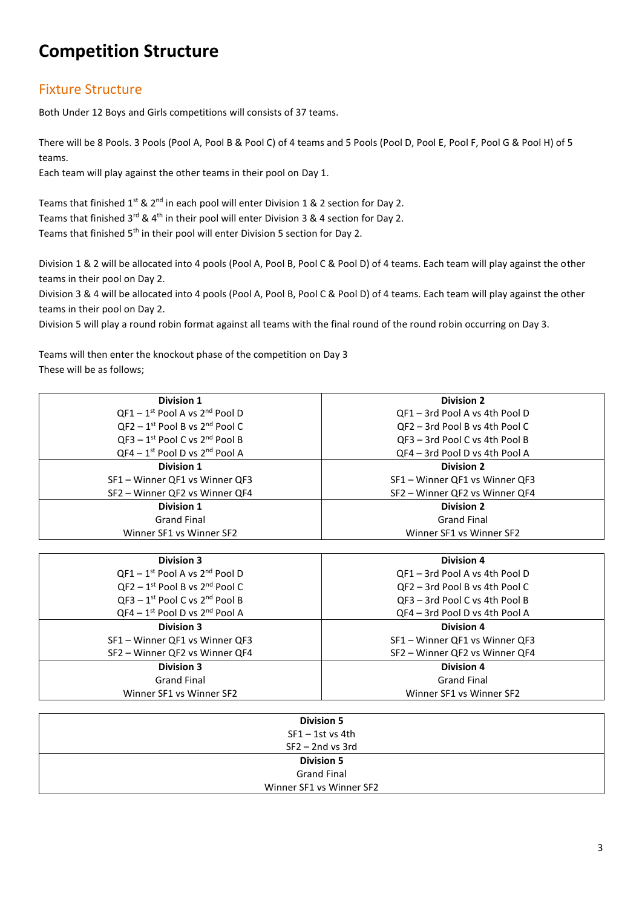# Competition Structure

## Fixture Structure

Both Under 12 Boys and Girls competitions will consists of 37 teams.

There will be 8 Pools. 3 Pools (Pool A, Pool B & Pool C) of 4 teams and 5 Pools (Pool D, Pool E, Pool F, Pool G & Pool H) of 5 teams.
Each team will play against the other teams in their pool on Day 1.

Teams that finished 1st & 2nd in each pool will enter Division 1 & 2 section for Day 2.
Teams that finished 3rd & 4th in their pool will enter Division 3 & 4 section for Day 2.
Teams that finished 5th in their pool will enter Division 5 section for Day 2.

Division 1 & 2 will be allocated into 4 pools (Pool A, Pool B, Pool C & Pool D) of 4 teams. Each team will play against the other teams in their pool on Day 2.
Division 3 & 4 will be allocated into 4 pools (Pool A, Pool B, Pool C & Pool D) of 4 teams. Each team will play against the other teams in their pool on Day 2.
Division 5 will play a round robin format against all teams with the final round of the round robin occurring on Day 3.

Teams will then enter the knockout phase of the competition on Day 3
These will be as follows;

| Division 1 | Division 2 |
|---|---|
| QF1 – 1st Pool A vs 2nd Pool D | QF1 – 3rd Pool A vs 4th Pool D |
| QF2 – 1st Pool B vs 2nd Pool C | QF2 – 3rd Pool B vs 4th Pool C |
| QF3 – 1st Pool C vs 2nd Pool B | QF3 – 3rd Pool C vs 4th Pool B |
| QF4 – 1st Pool D vs 2nd Pool A | QF4 – 3rd Pool D vs 4th Pool A |
| **Division 1** | **Division 2** |
| SF1 – Winner QF1 vs Winner QF3 | SF1 – Winner QF1 vs Winner QF3 |
| SF2 – Winner QF2 vs Winner QF4 | SF2 – Winner QF2 vs Winner QF4 |
| **Division 1** | **Division 2** |
| Grand Final | Grand Final |
| Winner SF1 vs Winner SF2 | Winner SF1 vs Winner SF2 |

| Division 3 | Division 4 |
|---|---|
| QF1 – 1st Pool A vs 2nd Pool D | QF1 – 3rd Pool A vs 4th Pool D |
| QF2 – 1st Pool B vs 2nd Pool C | QF2 – 3rd Pool B vs 4th Pool C |
| QF3 – 1st Pool C vs 2nd Pool B | QF3 – 3rd Pool C vs 4th Pool B |
| QF4 – 1st Pool D vs 2nd Pool A | QF4 – 3rd Pool D vs 4th Pool A |
| **Division 3** | **Division 4** |
| SF1 – Winner QF1 vs Winner QF3 | SF1 – Winner QF1 vs Winner QF3 |
| SF2 – Winner QF2 vs Winner QF4 | SF2 – Winner QF2 vs Winner QF4 |
| **Division 3** | **Division 4** |
| Grand Final | Grand Final |
| Winner SF1 vs Winner SF2 | Winner SF1 vs Winner SF2 |

| Division 5 |
|---|
| SF1 – 1st vs 4th |
| SF2 – 2nd vs 3rd |
| **Division 5** |
| Grand Final |
| Winner SF1 vs Winner SF2 |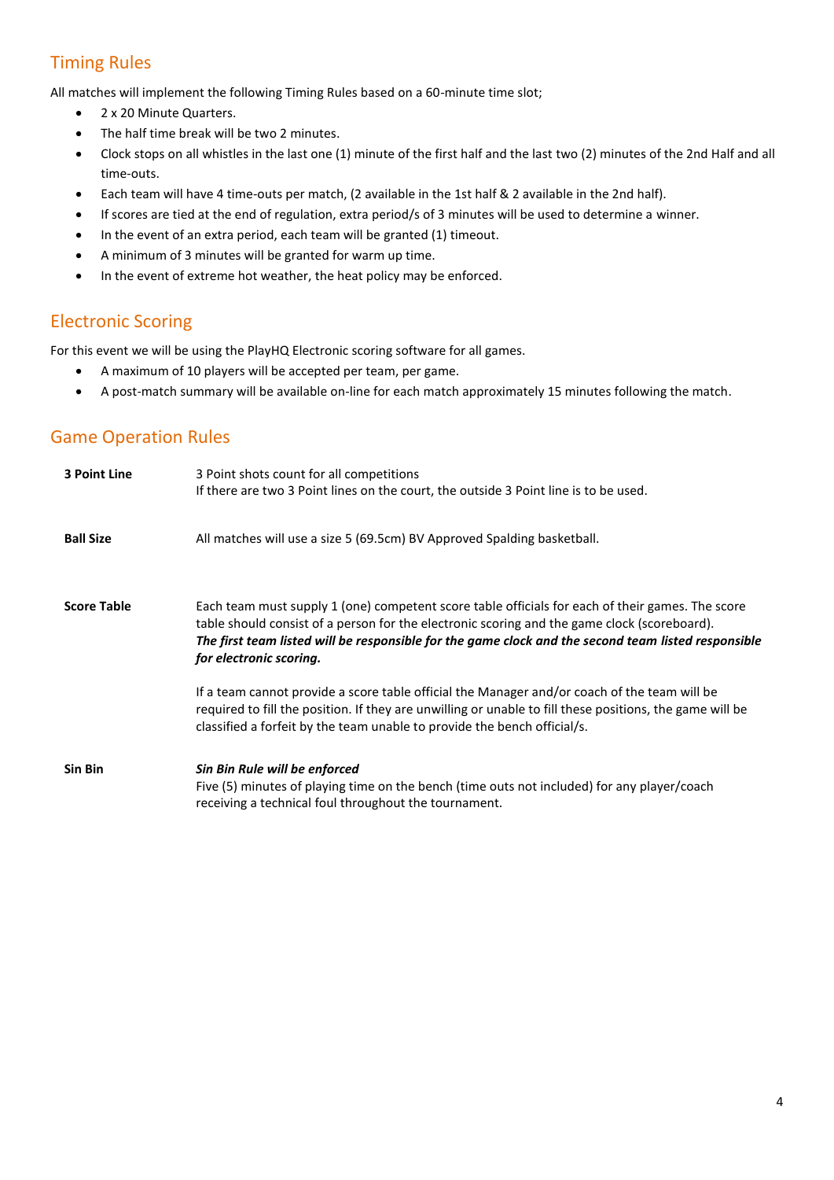## Timing Rules

All matches will implement the following Timing Rules based on a 60-minute time slot;

- 2 x 20 Minute Quarters.
- The half time break will be two 2 minutes.
- Clock stops on all whistles in the last one (1) minute of the first half and the last two (2) minutes of the 2nd Half and all time-outs.
- Each team will have 4 time-outs per match, (2 available in the 1st half & 2 available in the 2nd half).
- If scores are tied at the end of regulation, extra period/s of 3 minutes will be used to determine a winner.
- In the event of an extra period, each team will be granted (1) timeout.
- A minimum of 3 minutes will be granted for warm up time.
- In the event of extreme hot weather, the heat policy may be enforced.

## Electronic Scoring

For this event we will be using the PlayHQ Electronic scoring software for all games.

- A maximum of 10 players will be accepted per team, per game.
- A post-match summary will be available on-line for each match approximately 15 minutes following the match.

## Game Operation Rules

**3 Point Line**

3 Point shots count for all competitions
If there are two 3 Point lines on the court, the outside 3 Point line is to be used.

**Ball Size**

All matches will use a size 5 (69.5cm) BV Approved Spalding basketball.

**Score Table**

Each team must supply 1 (one) competent score table officials for each of their games. The score table should consist of a person for the electronic scoring and the game clock (scoreboard).
***The first team listed will be responsible for the game clock and the second team listed responsible for electronic scoring.***

If a team cannot provide a score table official the Manager and/or coach of the team will be required to fill the position. If they are unwilling or unable to fill these positions, the game will be classified a forfeit by the team unable to provide the bench official/s.

**Sin Bin**

***Sin Bin Rule will be enforced***
Five (5) minutes of playing time on the bench (time outs not included) for any player/coach receiving a technical foul throughout the tournament.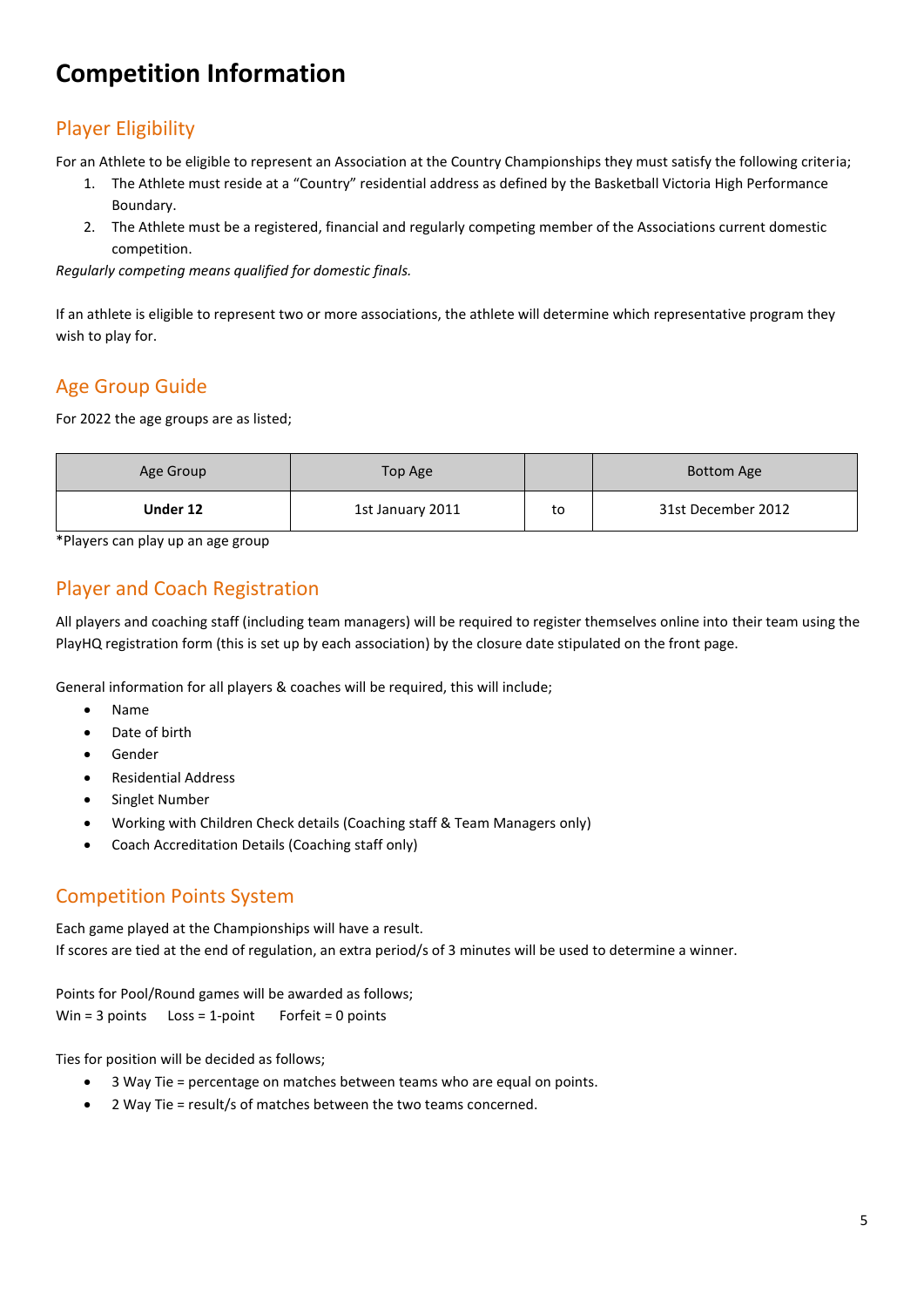# Competition Information

## Player Eligibility

For an Athlete to be eligible to represent an Association at the Country Championships they must satisfy the following criteria;

1. The Athlete must reside at a “Country” residential address as defined by the Basketball Victoria High Performance Boundary.
2. The Athlete must be a registered, financial and regularly competing member of the Associations current domestic competition.

*Regularly competing means qualified for domestic finals.*

If an athlete is eligible to represent two or more associations, the athlete will determine which representative program they wish to play for.

## Age Group Guide

For 2022 the age groups are as listed;

| Age Group | Top Age | | Bottom Age |
|---|---|---|---|
| **Under 12** | 1st January 2011 | to | 31st December 2012 |

*Players can play up an age group

## Player and Coach Registration

All players and coaching staff (including team managers) will be required to register themselves online into their team using the PlayHQ registration form (this is set up by each association) by the closure date stipulated on the front page.

General information for all players & coaches will be required, this will include;

- Name
- Date of birth
- Gender
- Residential Address
- Singlet Number
- Working with Children Check details (Coaching staff & Team Managers only)
- Coach Accreditation Details (Coaching staff only)

## Competition Points System

Each game played at the Championships will have a result.
If scores are tied at the end of regulation, an extra period/s of 3 minutes will be used to determine a winner.

Points for Pool/Round games will be awarded as follows;
Win = 3 points     Loss = 1-point     Forfeit = 0 points

Ties for position will be decided as follows;

- 3 Way Tie = percentage on matches between teams who are equal on points.
- 2 Way Tie = result/s of matches between the two teams concerned.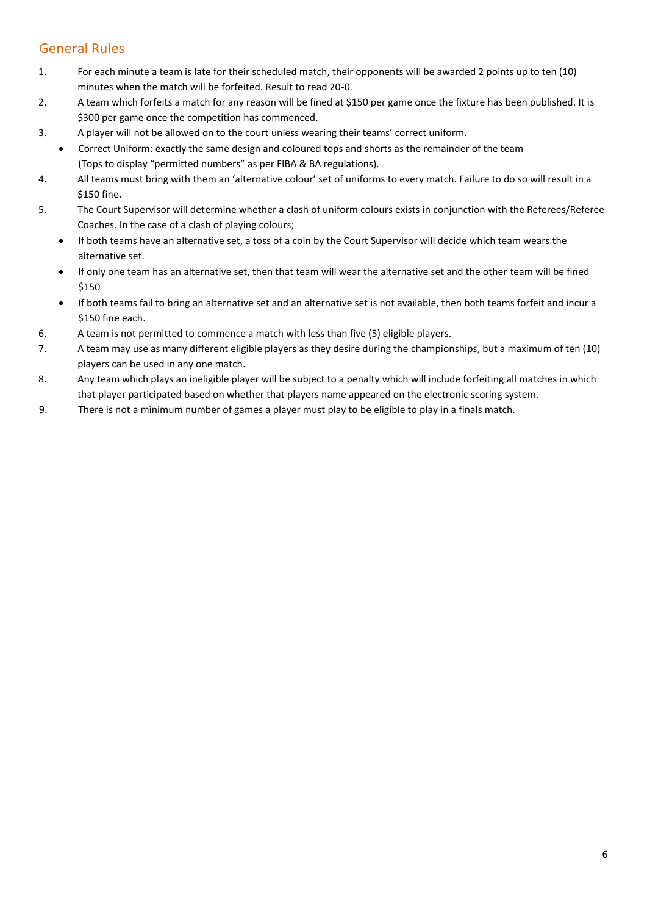## General Rules

1. For each minute a team is late for their scheduled match, their opponents will be awarded 2 points up to ten (10) minutes when the match will be forfeited. Result to read 20-0.
2. A team which forfeits a match for any reason will be fined at $150 per game once the fixture has been published. It is $300 per game once the competition has commenced.
3. A player will not be allowed on to the court unless wearing their teams' correct uniform.
   - Correct Uniform: exactly the same design and coloured tops and shorts as the remainder of the team (Tops to display "permitted numbers" as per FIBA & BA regulations).
4. All teams must bring with them an 'alternative colour' set of uniforms to every match. Failure to do so will result in a $150 fine.
5. The Court Supervisor will determine whether a clash of uniform colours exists in conjunction with the Referees/Referee Coaches. In the case of a clash of playing colours;
   - If both teams have an alternative set, a toss of a coin by the Court Supervisor will decide which team wears the alternative set.
   - If only one team has an alternative set, then that team will wear the alternative set and the other team will be fined $150
   - If both teams fail to bring an alternative set and an alternative set is not available, then both teams forfeit and incur a $150 fine each.
6. A team is not permitted to commence a match with less than five (5) eligible players.
7. A team may use as many different eligible players as they desire during the championships, but a maximum of ten (10) players can be used in any one match.
8. Any team which plays an ineligible player will be subject to a penalty which will include forfeiting all matches in which that player participated based on whether that players name appeared on the electronic scoring system.
9. There is not a minimum number of games a player must play to be eligible to play in a finals match.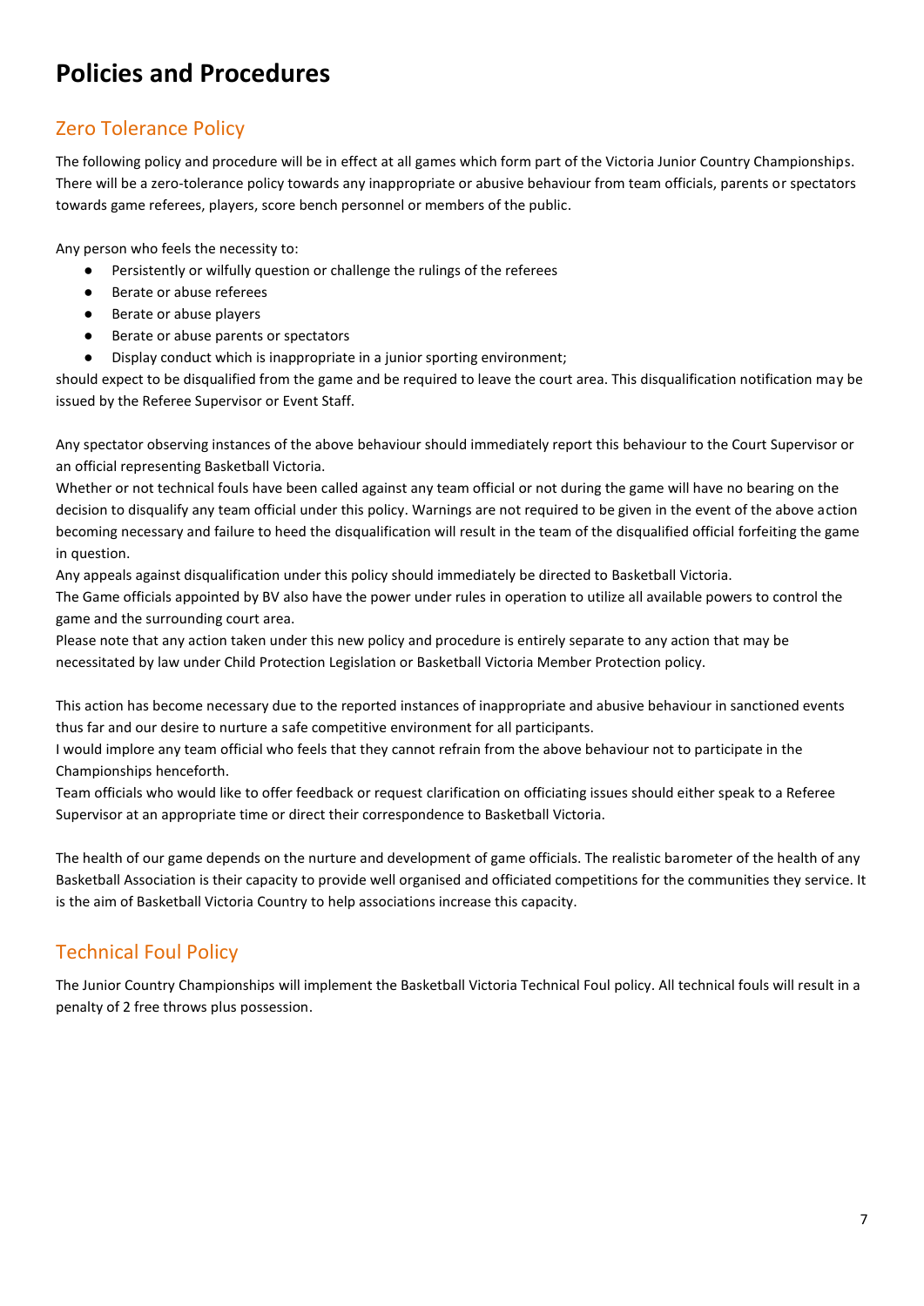# Policies and Procedures

## Zero Tolerance Policy

The following policy and procedure will be in effect at all games which form part of the Victoria Junior Country Championships. There will be a zero-tolerance policy towards any inappropriate or abusive behaviour from team officials, parents or spectators towards game referees, players, score bench personnel or members of the public.

Any person who feels the necessity to:

- Persistently or wilfully question or challenge the rulings of the referees
- Berate or abuse referees
- Berate or abuse players
- Berate or abuse parents or spectators
- Display conduct which is inappropriate in a junior sporting environment;

should expect to be disqualified from the game and be required to leave the court area. This disqualification notification may be issued by the Referee Supervisor or Event Staff.

Any spectator observing instances of the above behaviour should immediately report this behaviour to the Court Supervisor or an official representing Basketball Victoria.

Whether or not technical fouls have been called against any team official or not during the game will have no bearing on the decision to disqualify any team official under this policy. Warnings are not required to be given in the event of the above action becoming necessary and failure to heed the disqualification will result in the team of the disqualified official forfeiting the game in question.

Any appeals against disqualification under this policy should immediately be directed to Basketball Victoria.

The Game officials appointed by BV also have the power under rules in operation to utilize all available powers to control the game and the surrounding court area.

Please note that any action taken under this new policy and procedure is entirely separate to any action that may be necessitated by law under Child Protection Legislation or Basketball Victoria Member Protection policy.

This action has become necessary due to the reported instances of inappropriate and abusive behaviour in sanctioned events thus far and our desire to nurture a safe competitive environment for all participants.

I would implore any team official who feels that they cannot refrain from the above behaviour not to participate in the Championships henceforth.

Team officials who would like to offer feedback or request clarification on officiating issues should either speak to a Referee Supervisor at an appropriate time or direct their correspondence to Basketball Victoria.

The health of our game depends on the nurture and development of game officials. The realistic barometer of the health of any Basketball Association is their capacity to provide well organised and officiated competitions for the communities they service. It is the aim of Basketball Victoria Country to help associations increase this capacity.

## Technical Foul Policy

The Junior Country Championships will implement the Basketball Victoria Technical Foul policy. All technical fouls will result in a penalty of 2 free throws plus possession.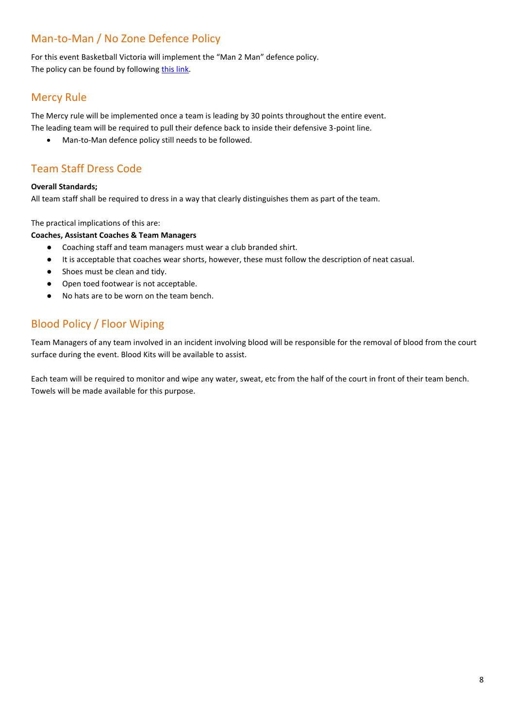## Man-to-Man / No Zone Defence Policy

For this event Basketball Victoria will implement the "Man 2 Man" defence policy.
The policy can be found by following this link.

## Mercy Rule

The Mercy rule will be implemented once a team is leading by 30 points throughout the entire event.
The leading team will be required to pull their defence back to inside their defensive 3-point line.

- Man-to-Man defence policy still needs to be followed.

## Team Staff Dress Code

**Overall Standards;**
All team staff shall be required to dress in a way that clearly distinguishes them as part of the team.

The practical implications of this are:
**Coaches, Assistant Coaches & Team Managers**

- Coaching staff and team managers must wear a club branded shirt.
- It is acceptable that coaches wear shorts, however, these must follow the description of neat casual.
- Shoes must be clean and tidy.
- Open toed footwear is not acceptable.
- No hats are to be worn on the team bench.

## Blood Policy / Floor Wiping

Team Managers of any team involved in an incident involving blood will be responsible for the removal of blood from the court surface during the event. Blood Kits will be available to assist.

Each team will be required to monitor and wipe any water, sweat, etc from the half of the court in front of their team bench. Towels will be made available for this purpose.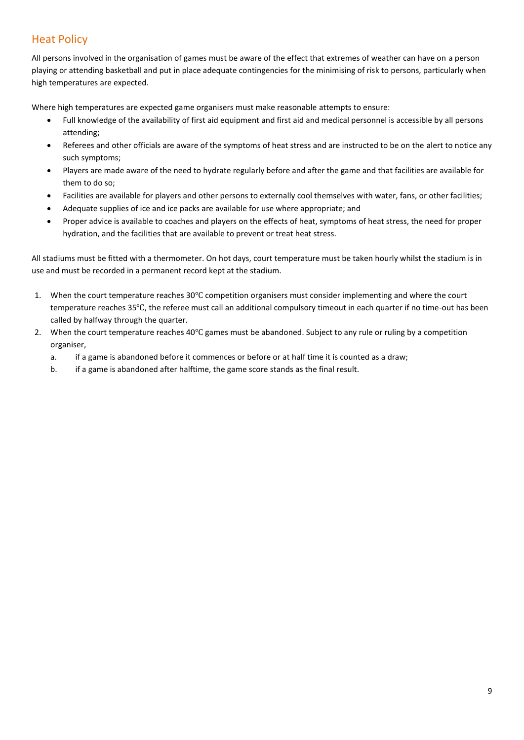## Heat Policy

All persons involved in the organisation of games must be aware of the effect that extremes of weather can have on a person playing or attending basketball and put in place adequate contingencies for the minimising of risk to persons, particularly when high temperatures are expected.

Where high temperatures are expected game organisers must make reasonable attempts to ensure:

- Full knowledge of the availability of first aid equipment and first aid and medical personnel is accessible by all persons attending;
- Referees and other officials are aware of the symptoms of heat stress and are instructed to be on the alert to notice any such symptoms;
- Players are made aware of the need to hydrate regularly before and after the game and that facilities are available for them to do so;
- Facilities are available for players and other persons to externally cool themselves with water, fans, or other facilities;
- Adequate supplies of ice and ice packs are available for use where appropriate; and
- Proper advice is available to coaches and players on the effects of heat, symptoms of heat stress, the need for proper hydration, and the facilities that are available to prevent or treat heat stress.

All stadiums must be fitted with a thermometer. On hot days, court temperature must be taken hourly whilst the stadium is in use and must be recorded in a permanent record kept at the stadium.

1. When the court temperature reaches 30℃ competition organisers must consider implementing and where the court temperature reaches 35℃, the referee must call an additional compulsory timeout in each quarter if no time-out has been called by halfway through the quarter.
2. When the court temperature reaches 40℃ games must be abandoned. Subject to any rule or ruling by a competition organiser,
   a. if a game is abandoned before it commences or before or at half time it is counted as a draw;
   b. if a game is abandoned after halftime, the game score stands as the final result.